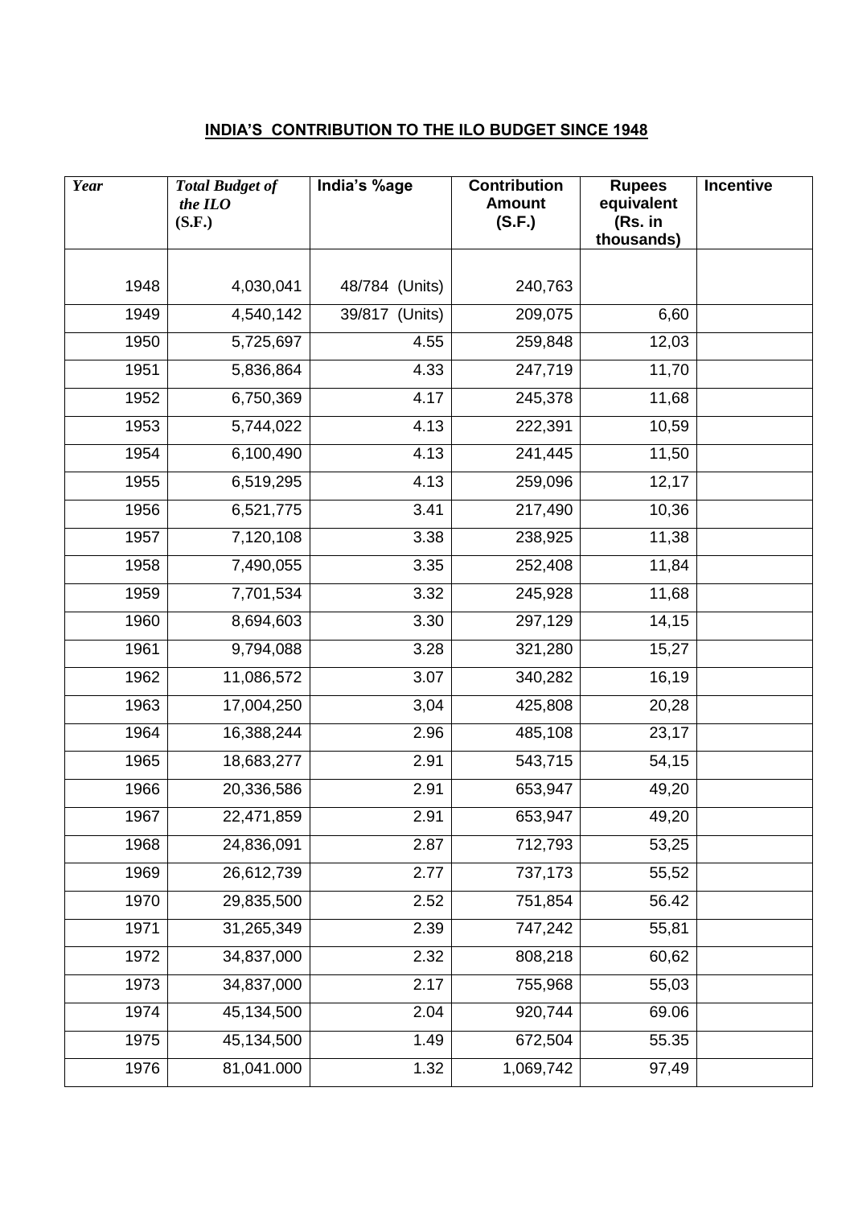**INDIA'S CONTRIBUTION TO THE ILO BUDGET SINCE 1948**

| *Year* | *Total Budget of the ILO (S.F.)* | India's %age | Contribution Amount (S.F.) | Rupees equivalent (Rs. in thousands) | Incentive |
|---|---|---|---|---|---|
| 1948 | 4,030,041 | 48/784 (Units) | 240,763 | | |
| 1949 | 4,540,142 | 39/817 (Units) | 209,075 | 6,60 | |
| 1950 | 5,725,697 | 4.55 | 259,848 | 12,03 | |
| 1951 | 5,836,864 | 4.33 | 247,719 | 11,70 | |
| 1952 | 6,750,369 | 4.17 | 245,378 | 11,68 | |
| 1953 | 5,744,022 | 4.13 | 222,391 | 10,59 | |
| 1954 | 6,100,490 | 4.13 | 241,445 | 11,50 | |
| 1955 | 6,519,295 | 4.13 | 259,096 | 12,17 | |
| 1956 | 6,521,775 | 3.41 | 217,490 | 10,36 | |
| 1957 | 7,120,108 | 3.38 | 238,925 | 11,38 | |
| 1958 | 7,490,055 | 3.35 | 252,408 | 11,84 | |
| 1959 | 7,701,534 | 3.32 | 245,928 | 11,68 | |
| 1960 | 8,694,603 | 3.30 | 297,129 | 14,15 | |
| 1961 | 9,794,088 | 3.28 | 321,280 | 15,27 | |
| 1962 | 11,086,572 | 3.07 | 340,282 | 16,19 | |
| 1963 | 17,004,250 | 3,04 | 425,808 | 20,28 | |
| 1964 | 16,388,244 | 2.96 | 485,108 | 23,17 | |
| 1965 | 18,683,277 | 2.91 | 543,715 | 54,15 | |
| 1966 | 20,336,586 | 2.91 | 653,947 | 49,20 | |
| 1967 | 22,471,859 | 2.91 | 653,947 | 49,20 | |
| 1968 | 24,836,091 | 2.87 | 712,793 | 53,25 | |
| 1969 | 26,612,739 | 2.77 | 737,173 | 55,52 | |
| 1970 | 29,835,500 | 2.52 | 751,854 | 56.42 | |
| 1971 | 31,265,349 | 2.39 | 747,242 | 55,81 | |
| 1972 | 34,837,000 | 2.32 | 808,218 | 60,62 | |
| 1973 | 34,837,000 | 2.17 | 755,968 | 55,03 | |
| 1974 | 45,134,500 | 2.04 | 920,744 | 69.06 | |
| 1975 | 45,134,500 | 1.49 | 672,504 | 55.35 | |
| 1976 | 81,041.000 | 1.32 | 1,069,742 | 97,49 | |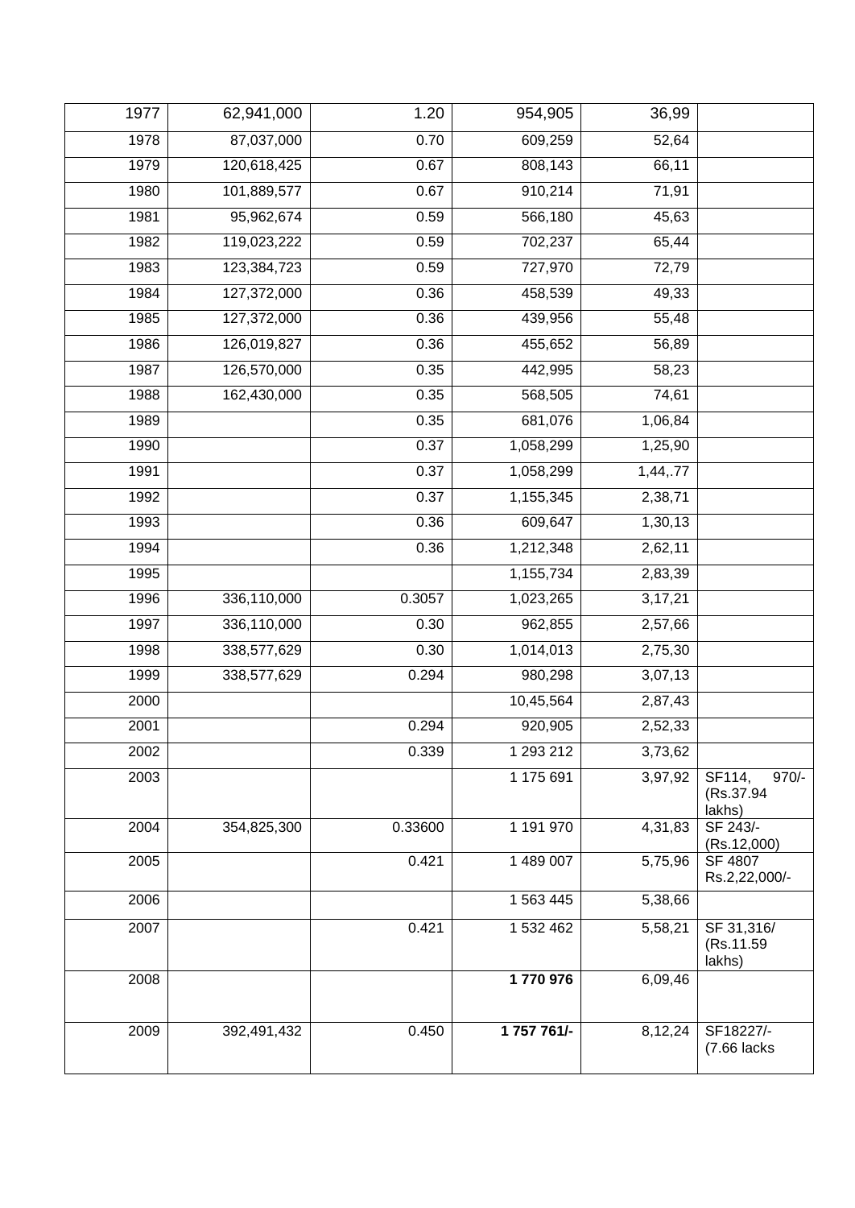| 1977 | 62,941,000 | 1.20 | 954,905 | 36,99 | |
|---|---|---|---|---|---|
| 1978 | 87,037,000 | 0.70 | 609,259 | 52,64 | |
| 1979 | 120,618,425 | 0.67 | 808,143 | 66,11 | |
| 1980 | 101,889,577 | 0.67 | 910,214 | 71,91 | |
| 1981 | 95,962,674 | 0.59 | 566,180 | 45,63 | |
| 1982 | 119,023,222 | 0.59 | 702,237 | 65,44 | |
| 1983 | 123,384,723 | 0.59 | 727,970 | 72,79 | |
| 1984 | 127,372,000 | 0.36 | 458,539 | 49,33 | |
| 1985 | 127,372,000 | 0.36 | 439,956 | 55,48 | |
| 1986 | 126,019,827 | 0.36 | 455,652 | 56,89 | |
| 1987 | 126,570,000 | 0.35 | 442,995 | 58,23 | |
| 1988 | 162,430,000 | 0.35 | 568,505 | 74,61 | |
| 1989 | | 0.35 | 681,076 | 1,06,84 | |
| 1990 | | 0.37 | 1,058,299 | 1,25,90 | |
| 1991 | | 0.37 | 1,058,299 | 1,44,.77 | |
| 1992 | | 0.37 | 1,155,345 | 2,38,71 | |
| 1993 | | 0.36 | 609,647 | 1,30,13 | |
| 1994 | | 0.36 | 1,212,348 | 2,62,11 | |
| 1995 | | | 1,155,734 | 2,83,39 | |
| 1996 | 336,110,000 | 0.3057 | 1,023,265 | 3,17,21 | |
| 1997 | 336,110,000 | 0.30 | 962,855 | 2,57,66 | |
| 1998 | 338,577,629 | 0.30 | 1,014,013 | 2,75,30 | |
| 1999 | 338,577,629 | 0.294 | 980,298 | 3,07,13 | |
| 2000 | | | 10,45,564 | 2,87,43 | |
| 2001 | | 0.294 | 920,905 | 2,52,33 | |
| 2002 | | 0.339 | 1 293 212 | 3,73,62 | |
| 2003 | | | 1 175 691 | 3,97,92 | SF114, 970/- (Rs.37.94 lakhs) |
| 2004 | 354,825,300 | 0.33600 | 1 191 970 | 4,31,83 | SF 243/- (Rs.12,000) |
| 2005 | | 0.421 | 1 489 007 | 5,75,96 | SF 4807 Rs.2,22,000/- |
| 2006 | | | 1 563 445 | 5,38,66 | |
| 2007 | | 0.421 | 1 532 462 | 5,58,21 | SF 31,316/ (Rs.11.59 lakhs) |
| 2008 | | | **1 770 976** | 6,09,46 | |
| 2009 | 392,491,432 | 0.450 | **1 757 761/-** | 8,12,24 | SF18227/- (7.66 lacks |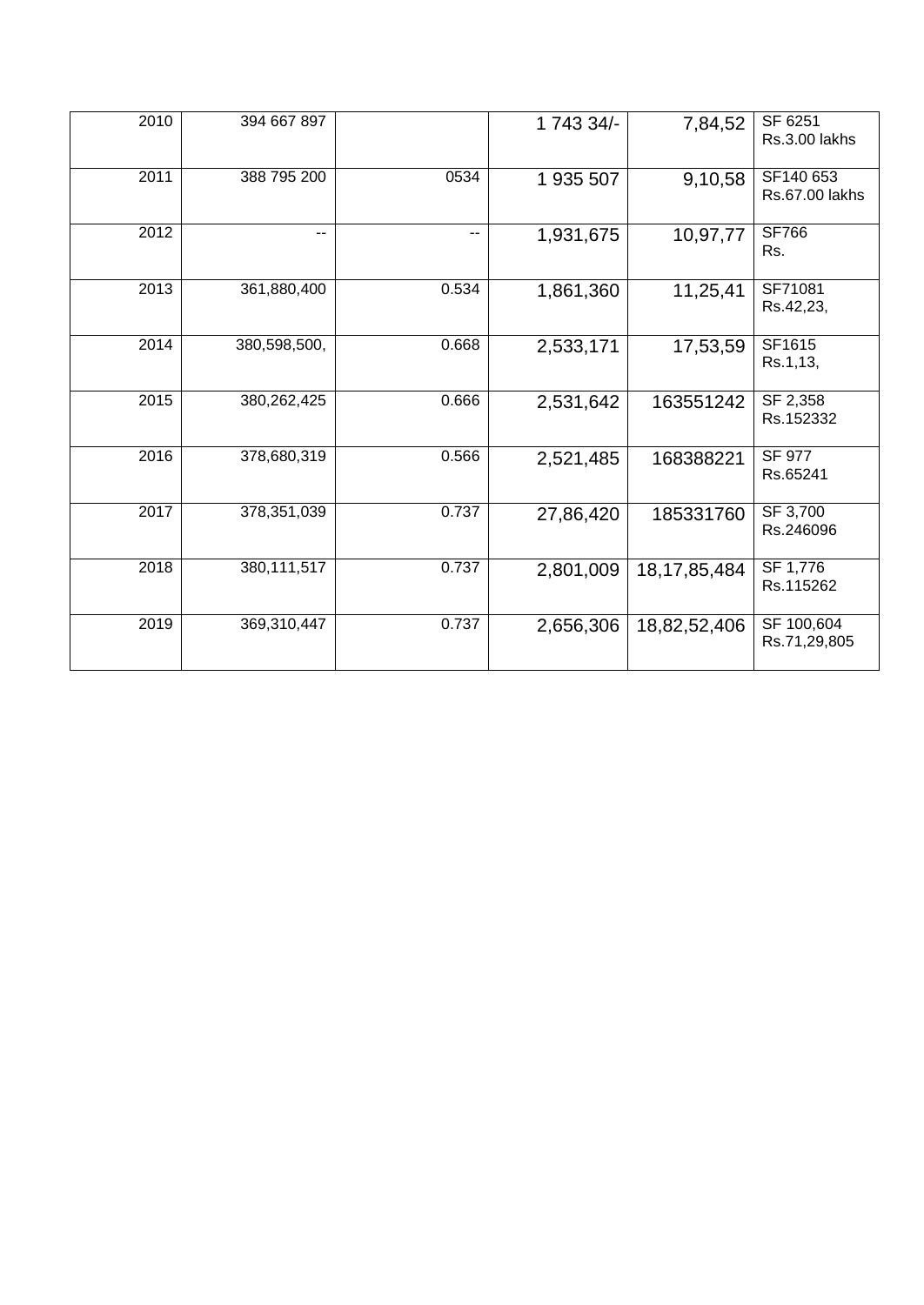| | | | | | |
|---|---|---|---|---|---|
| 2010 | 394 667 897 | | 1 743 34/- | 7,84,52 | SF 6251<br>Rs.3.00 lakhs |
| 2011 | 388 795 200 | 0534 | 1 935 507 | 9,10,58 | SF140 653<br>Rs.67.00 lakhs |
| 2012 | -- | -- | 1,931,675 | 10,97,77 | SF766<br>Rs. |
| 2013 | 361,880,400 | 0.534 | 1,861,360 | 11,25,41 | SF71081<br>Rs.42,23, |
| 2014 | 380,598,500, | 0.668 | 2,533,171 | 17,53,59 | SF1615<br>Rs.1,13, |
| 2015 | 380,262,425 | 0.666 | 2,531,642 | 163551242 | SF 2,358<br>Rs.152332 |
| 2016 | 378,680,319 | 0.566 | 2,521,485 | 168388221 | SF 977<br>Rs.65241 |
| 2017 | 378,351,039 | 0.737 | 27,86,420 | 185331760 | SF 3,700<br>Rs.246096 |
| 2018 | 380,111,517 | 0.737 | 2,801,009 | 18,17,85,484 | SF 1,776<br>Rs.115262 |
| 2019 | 369,310,447 | 0.737 | 2,656,306 | 18,82,52,406 | SF 100,604<br>Rs.71,29,805 |